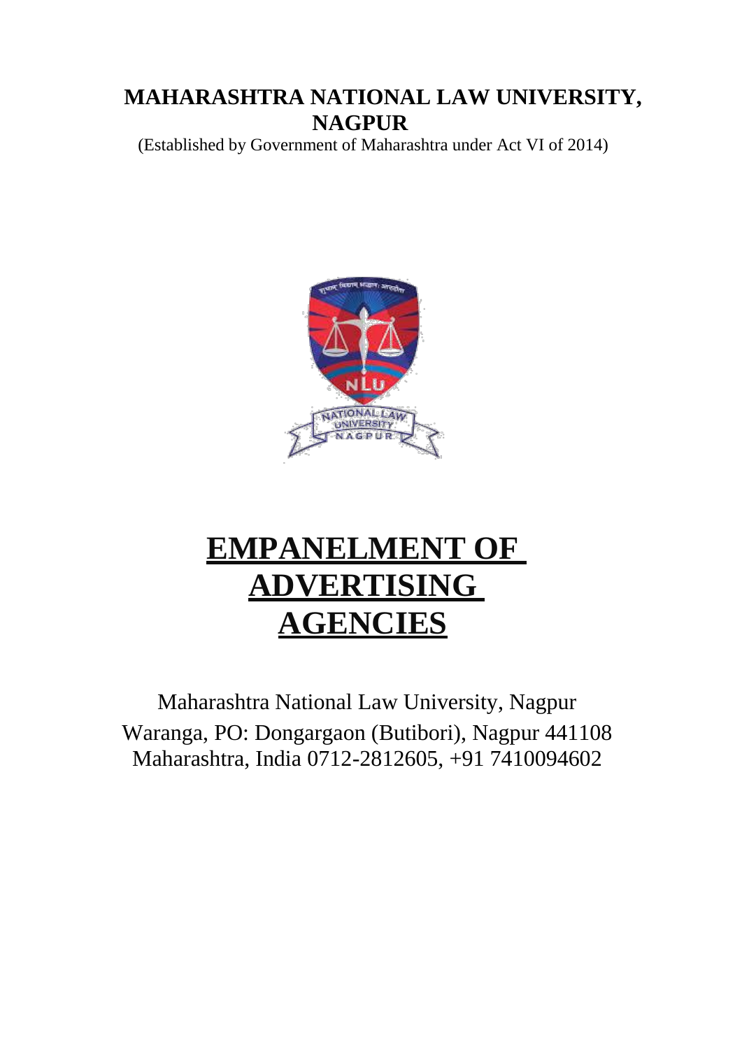# MAHARASHTRA NATIONAL LAW UNIVERSITY, NAGPUR

(Established by Government of Maharashtra under Act VI of 2014)

# EMPANELMENT OF ADVERTISING AGENCIES

Maharashtra National Law University, Nagpur
Waranga, PO: Dongargaon (Butibori), Nagpur 441108
Maharashtra, India 0712-2812605, +91 7410094602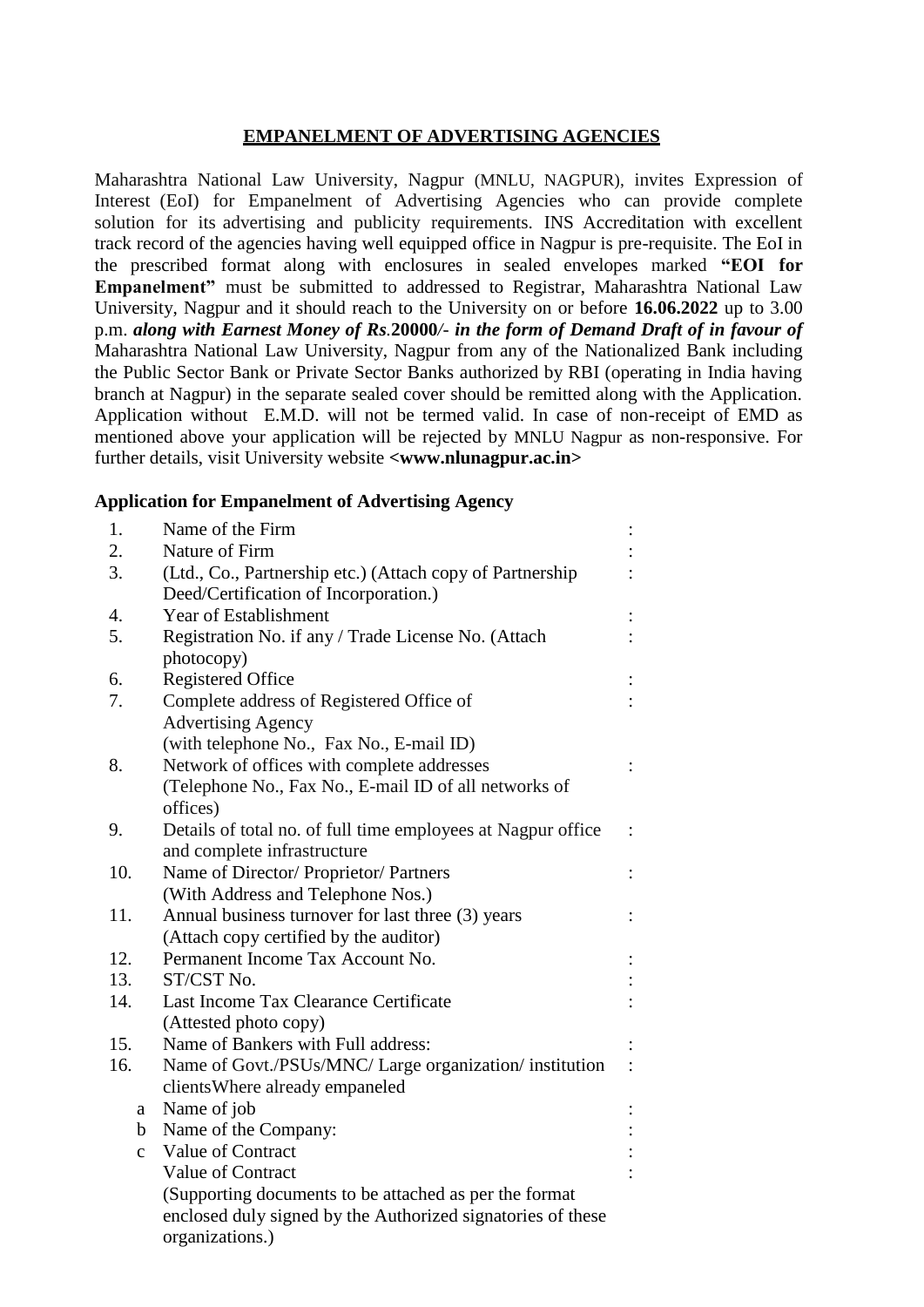## EMPANELMENT OF ADVERTISING AGENCIES

Maharashtra National Law University, Nagpur (MNLU, NAGPUR), invites Expression of Interest (EoI) for Empanelment of Advertising Agencies who can provide complete solution for its advertising and publicity requirements. INS Accreditation with excellent track record of the agencies having well equipped office in Nagpur is pre-requisite. The EoI in the prescribed format along with enclosures in sealed envelopes marked **"EOI for Empanelment"** must be submitted to addressed to Registrar, Maharashtra National Law University, Nagpur and it should reach to the University on or before **16.06.2022** up to 3.00 p.m. ***along with Earnest Money of Rs*.20000/- *in the form of Demand Draft of in favour of*** Maharashtra National Law University, Nagpur from any of the Nationalized Bank including the Public Sector Bank or Private Sector Banks authorized by RBI (operating in India having branch at Nagpur) in the separate sealed cover should be remitted along with the Application. Application without E.M.D. will not be termed valid. In case of non-receipt of EMD as mentioned above your application will be rejected by MNLU Nagpur as non-responsive. For further details, visit University website **<www.nlunagpur.ac.in>**

### Application for Empanelment of Advertising Agency

| | | |
|---|---|---|
| 1. | Name of the Firm | : |
| 2. | Nature of Firm | : |
| 3. | (Ltd., Co., Partnership etc.) (Attach copy of Partnership Deed/Certification of Incorporation.) | : |
| 4. | Year of Establishment | : |
| 5. | Registration No. if any / Trade License No. (Attach photocopy) | : |
| 6. | Registered Office | : |
| 7. | Complete address of Registered Office of Advertising Agency (with telephone No., Fax No., E-mail ID) | : |
| 8. | Network of offices with complete addresses (Telephone No., Fax No., E-mail ID of all networks of offices) | : |
| 9. | Details of total no. of full time employees at Nagpur office and complete infrastructure | : |
| 10. | Name of Director/ Proprietor/ Partners (With Address and Telephone Nos.) | : |
| 11. | Annual business turnover for last three (3) years (Attach copy certified by the auditor) | : |
| 12. | Permanent Income Tax Account No. | : |
| 13. | ST/CST No. | : |
| 14. | Last Income Tax Clearance Certificate (Attested photo copy) | : |
| 15. | Name of Bankers with Full address: | : |
| 16. | Name of Govt./PSUs/MNC/ Large organization/ institution clientsWhere already empaneled | : |
| a | Name of job | : |
| b | Name of the Company: | : |
| c | Value of Contract | : |
| | Value of Contract | : |
| | (Supporting documents to be attached as per the format enclosed duly signed by the Authorized signatories of these organizations.) | |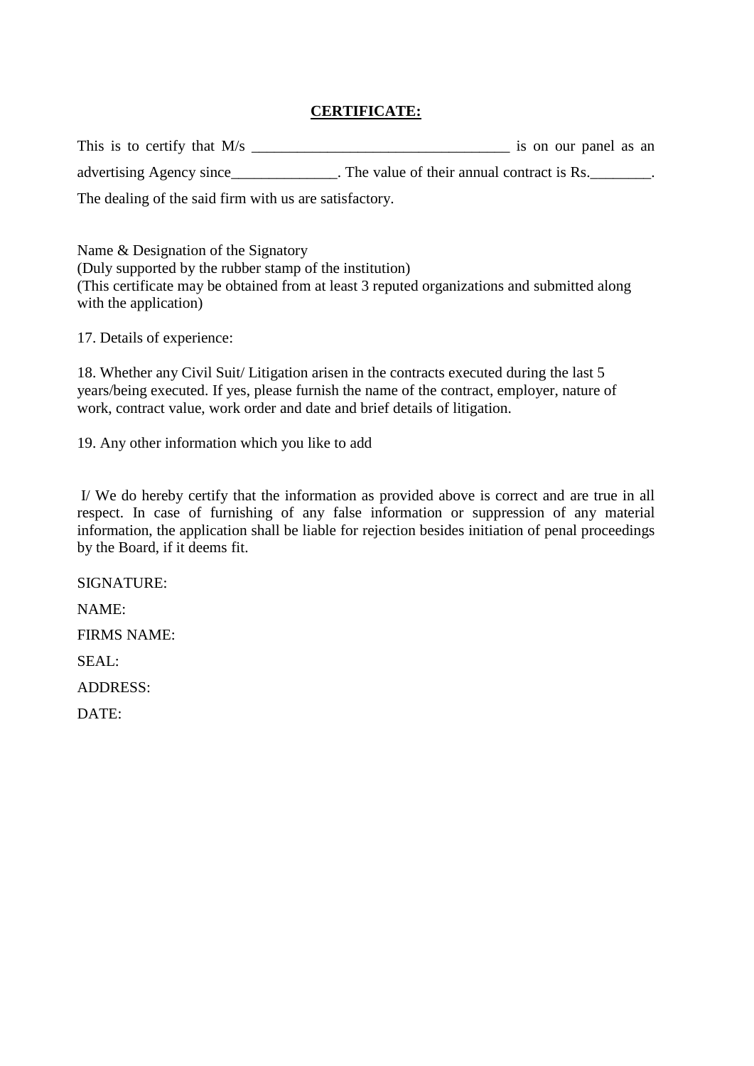**CERTIFICATE:**

This is to certify that M/s __________________________________ is on our panel as an advertising Agency since______________. The value of their annual contract is Rs.________. The dealing of the said firm with us are satisfactory.

Name & Designation of the Signatory
(Duly supported by the rubber stamp of the institution)
(This certificate may be obtained from at least 3 reputed organizations and submitted along with the application)

17. Details of experience:

18. Whether any Civil Suit/ Litigation arisen in the contracts executed during the last 5 years/being executed. If yes, please furnish the name of the contract, employer, nature of work, contract value, work order and date and brief details of litigation.

19. Any other information which you like to add

I/ We do hereby certify that the information as provided above is correct and are true in all respect. In case of furnishing of any false information or suppression of any material information, the application shall be liable for rejection besides initiation of penal proceedings by the Board, if it deems fit.

SIGNATURE:

NAME:

FIRMS NAME:

SEAL:

ADDRESS:

DATE: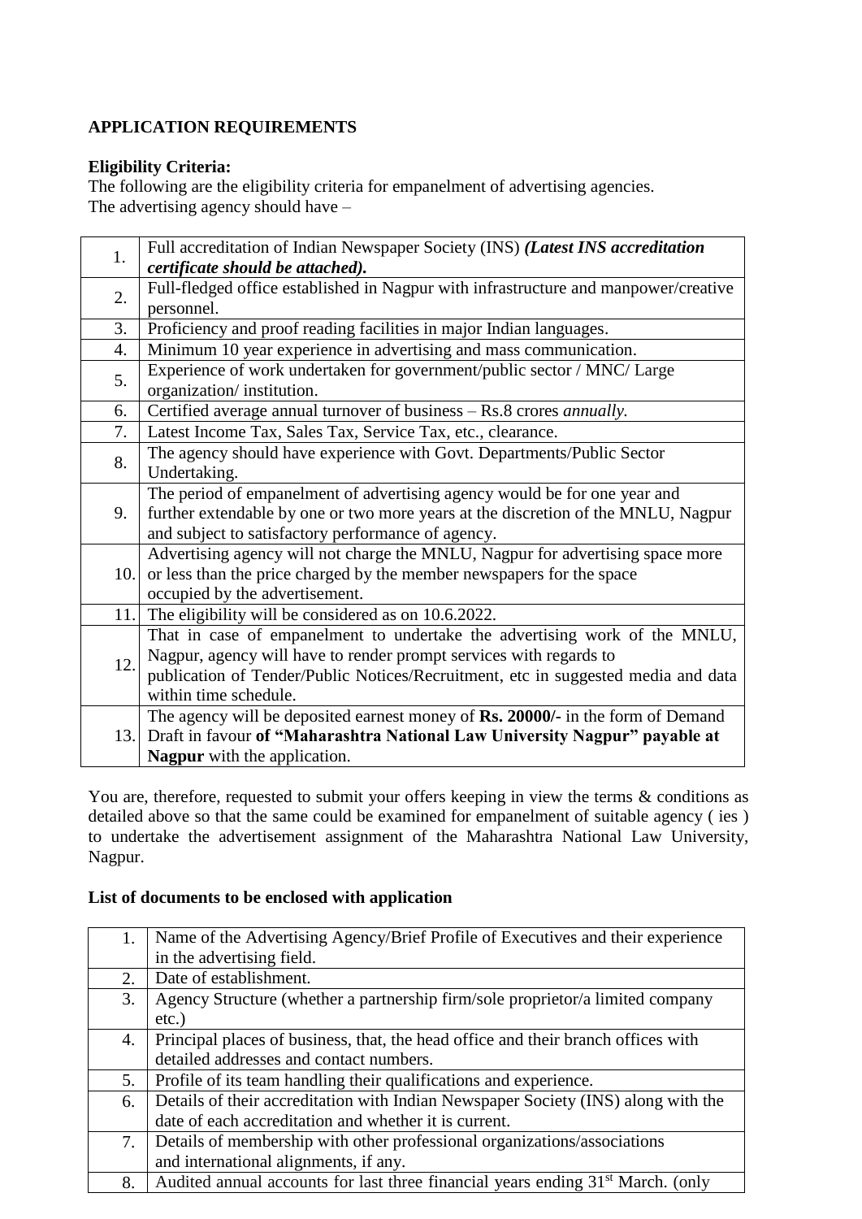**APPLICATION REQUIREMENTS**

**Eligibility Criteria:**
The following are the eligibility criteria for empanelment of advertising agencies.
The advertising agency should have –

| | |
|---|---|
| 1. | Full accreditation of Indian Newspaper Society (INS) ***(Latest INS accreditation certificate should be attached).*** |
| 2. | Full-fledged office established in Nagpur with infrastructure and manpower/creative personnel. |
| 3. | Proficiency and proof reading facilities in major Indian languages. |
| 4. | Minimum 10 year experience in advertising and mass communication. |
| 5. | Experience of work undertaken for government/public sector / MNC/ Large organization/ institution. |
| 6. | Certified average annual turnover of business – Rs.8 crores *annually.* |
| 7. | Latest Income Tax, Sales Tax, Service Tax, etc., clearance. |
| 8. | The agency should have experience with Govt. Departments/Public Sector Undertaking. |
| 9. | The period of empanelment of advertising agency would be for one year and further extendable by one or two more years at the discretion of the MNLU, Nagpur and subject to satisfactory performance of agency. |
| 10. | Advertising agency will not charge the MNLU, Nagpur for advertising space more or less than the price charged by the member newspapers for the space occupied by the advertisement. |
| 11. | The eligibility will be considered as on 10.6.2022. |
| 12. | That in case of empanelment to undertake the advertising work of the MNLU, Nagpur, agency will have to render prompt services with regards to publication of Tender/Public Notices/Recruitment, etc in suggested media and data within time schedule. |
| 13. | The agency will be deposited earnest money of **Rs. 20000/-** in the form of Demand Draft in favour **of "Maharashtra National Law University Nagpur" payable at Nagpur** with the application. |

You are, therefore, requested to submit your offers keeping in view the terms & conditions as detailed above so that the same could be examined for empanelment of suitable agency ( ies ) to undertake the advertisement assignment of the Maharashtra National Law University, Nagpur.

**List of documents to be enclosed with application**

| | |
|---|---|
| 1. | Name of the Advertising Agency/Brief Profile of Executives and their experience in the advertising field. |
| 2. | Date of establishment. |
| 3. | Agency Structure (whether a partnership firm/sole proprietor/a limited company etc.) |
| 4. | Principal places of business, that, the head office and their branch offices with detailed addresses and contact numbers. |
| 5. | Profile of its team handling their qualifications and experience. |
| 6. | Details of their accreditation with Indian Newspaper Society (INS) along with the date of each accreditation and whether it is current. |
| 7. | Details of membership with other professional organizations/associations and international alignments, if any. |
| 8. | Audited annual accounts for last three financial years ending 31st March. (only |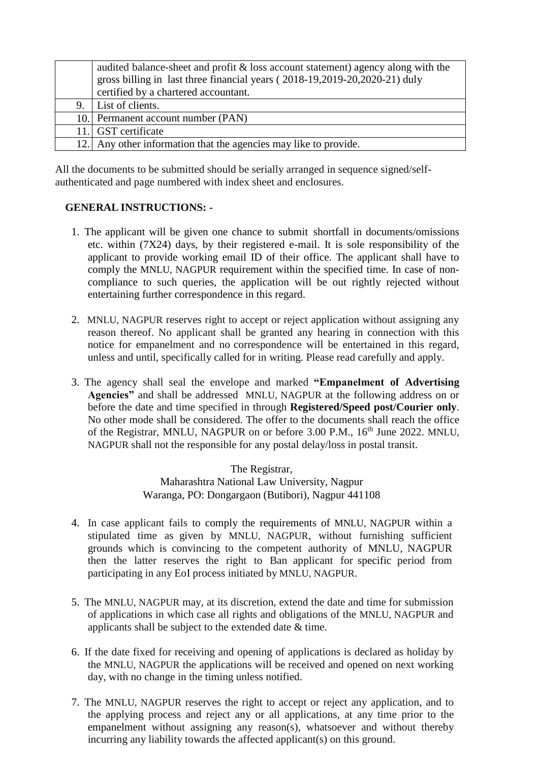| | |
|---|---|
| | audited balance-sheet and profit & loss account statement) agency along with the gross billing in last three financial years ( 2018-19,2019-20,2020-21) duly certified by a chartered accountant. |
| 9. | List of clients. |
| 10. | Permanent account number (PAN) |
| 11. | GST certificate |
| 12. | Any other information that the agencies may like to provide. |

All the documents to be submitted should be serially arranged in sequence signed/self-authenticated and page numbered with index sheet and enclosures.

**GENERAL INSTRUCTIONS: -**

1. The applicant will be given one chance to submit shortfall in documents/omissions etc. within (7X24) days, by their registered e-mail. It is sole responsibility of the applicant to provide working email ID of their office. The applicant shall have to comply the MNLU, NAGPUR requirement within the specified time. In case of non-compliance to such queries, the application will be out rightly rejected without entertaining further correspondence in this regard.

2. MNLU, NAGPUR reserves right to accept or reject application without assigning any reason thereof. No applicant shall be granted any hearing in connection with this notice for empanelment and no correspondence will be entertained in this regard, unless and until, specifically called for in writing. Please read carefully and apply.

3. The agency shall seal the envelope and marked **"Empanelment of Advertising Agencies"** and shall be addressed MNLU, NAGPUR at the following address on or before the date and time specified in through **Registered/Speed post/Courier only**. No other mode shall be considered. The offer to the documents shall reach the office of the Registrar, MNLU, NAGPUR on or before 3.00 P.M., 16th June 2022. MNLU, NAGPUR shall not the responsible for any postal delay/loss in postal transit.

   The Registrar,
   Maharashtra National Law University, Nagpur
   Waranga, PO: Dongargaon (Butibori), Nagpur 441108

4. In case applicant fails to comply the requirements of MNLU, NAGPUR within a stipulated time as given by MNLU, NAGPUR, without furnishing sufficient grounds which is convincing to the competent authority of MNLU, NAGPUR then the latter reserves the right to Ban applicant for specific period from participating in any EoI process initiated by MNLU, NAGPUR.

5. The MNLU, NAGPUR may, at its discretion, extend the date and time for submission of applications in which case all rights and obligations of the MNLU, NAGPUR and applicants shall be subject to the extended date & time.

6. If the date fixed for receiving and opening of applications is declared as holiday by the MNLU, NAGPUR the applications will be received and opened on next working day, with no change in the timing unless notified.

7. The MNLU, NAGPUR reserves the right to accept or reject any application, and to the applying process and reject any or all applications, at any time prior to the empanelment without assigning any reason(s), whatsoever and without thereby incurring any liability towards the affected applicant(s) on this ground.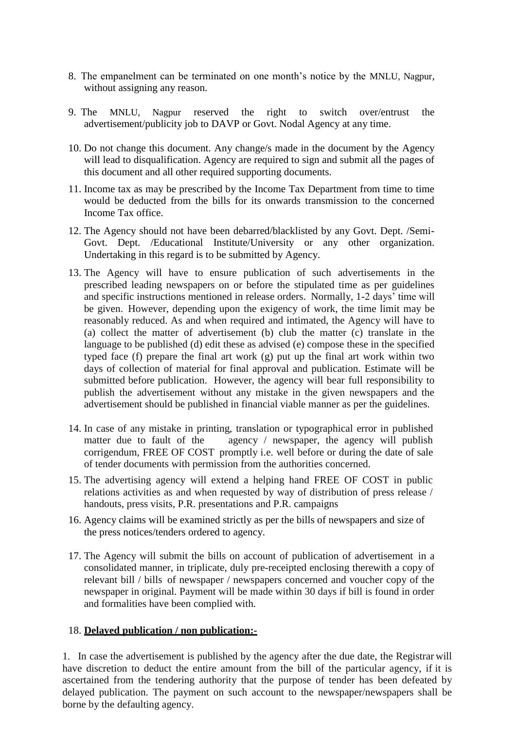8. The empanelment can be terminated on one month's notice by the MNLU, Nagpur, without assigning any reason.

9. The MNLU, Nagpur reserved the right to switch over/entrust the advertisement/publicity job to DAVP or Govt. Nodal Agency at any time.

10. Do not change this document. Any change/s made in the document by the Agency will lead to disqualification. Agency are required to sign and submit all the pages of this document and all other required supporting documents.

11. Income tax as may be prescribed by the Income Tax Department from time to time would be deducted from the bills for its onwards transmission to the concerned Income Tax office.

12. The Agency should not have been debarred/blacklisted by any Govt. Dept. /Semi-Govt. Dept. /Educational Institute/University or any other organization. Undertaking in this regard is to be submitted by Agency.

13. The Agency will have to ensure publication of such advertisements in the prescribed leading newspapers on or before the stipulated time as per guidelines and specific instructions mentioned in release orders. Normally, 1-2 days' time will be given. However, depending upon the exigency of work, the time limit may be reasonably reduced. As and when required and intimated, the Agency will have to (a) collect the matter of advertisement (b) club the matter (c) translate in the language to be published (d) edit these as advised (e) compose these in the specified typed face (f) prepare the final art work (g) put up the final art work within two days of collection of material for final approval and publication. Estimate will be submitted before publication. However, the agency will bear full responsibility to publish the advertisement without any mistake in the given newspapers and the advertisement should be published in financial viable manner as per the guidelines.

14. In case of any mistake in printing, translation or typographical error in published matter due to fault of the agency / newspaper, the agency will publish corrigendum, FREE OF COST promptly i.e. well before or during the date of sale of tender documents with permission from the authorities concerned.

15. The advertising agency will extend a helping hand FREE OF COST in public relations activities as and when requested by way of distribution of press release / handouts, press visits, P.R. presentations and P.R. campaigns

16. Agency claims will be examined strictly as per the bills of newspapers and size of the press notices/tenders ordered to agency.

17. The Agency will submit the bills on account of publication of advertisement in a consolidated manner, in triplicate, duly pre-receipted enclosing therewith a copy of relevant bill / bills of newspaper / newspapers concerned and voucher copy of the newspaper in original. Payment will be made within 30 days if bill is found in order and formalities have been complied with.

18. **Delayed publication / non publication:-**

1. In case the advertisement is published by the agency after the due date, the Registrar will have discretion to deduct the entire amount from the bill of the particular agency, if it is ascertained from the tendering authority that the purpose of tender has been defeated by delayed publication. The payment on such account to the newspaper/newspapers shall be borne by the defaulting agency.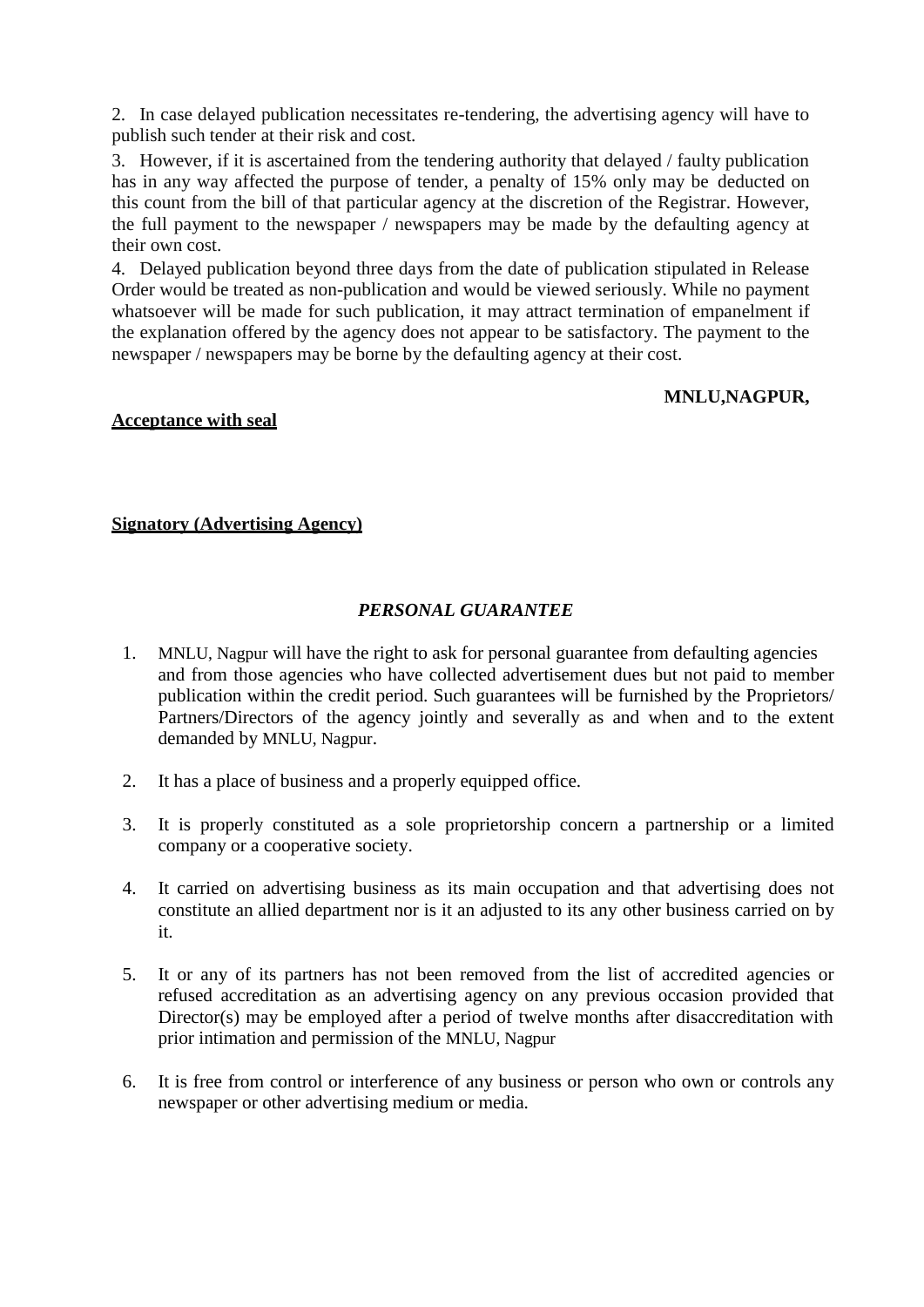2. In case delayed publication necessitates re-tendering, the advertising agency will have to publish such tender at their risk and cost.

3. However, if it is ascertained from the tendering authority that delayed / faulty publication has in any way affected the purpose of tender, a penalty of 15% only may be deducted on this count from the bill of that particular agency at the discretion of the Registrar. However, the full payment to the newspaper / newspapers may be made by the defaulting agency at their own cost.

4. Delayed publication beyond three days from the date of publication stipulated in Release Order would be treated as non-publication and would be viewed seriously. While no payment whatsoever will be made for such publication, it may attract termination of empanelment if the explanation offered by the agency does not appear to be satisfactory. The payment to the newspaper / newspapers may be borne by the defaulting agency at their cost.

**MNLU,NAGPUR,**

**Acceptance with seal**

**Signatory (Advertising Agency)**

***PERSONAL GUARANTEE***

1. MNLU, Nagpur will have the right to ask for personal guarantee from defaulting agencies and from those agencies who have collected advertisement dues but not paid to member publication within the credit period. Such guarantees will be furnished by the Proprietors/ Partners/Directors of the agency jointly and severally as and when and to the extent demanded by MNLU, Nagpur.

2. It has a place of business and a properly equipped office.

3. It is properly constituted as a sole proprietorship concern a partnership or a limited company or a cooperative society.

4. It carried on advertising business as its main occupation and that advertising does not constitute an allied department nor is it an adjusted to its any other business carried on by it.

5. It or any of its partners has not been removed from the list of accredited agencies or refused accreditation as an advertising agency on any previous occasion provided that Director(s) may be employed after a period of twelve months after disaccreditation with prior intimation and permission of the MNLU, Nagpur

6. It is free from control or interference of any business or person who own or controls any newspaper or other advertising medium or media.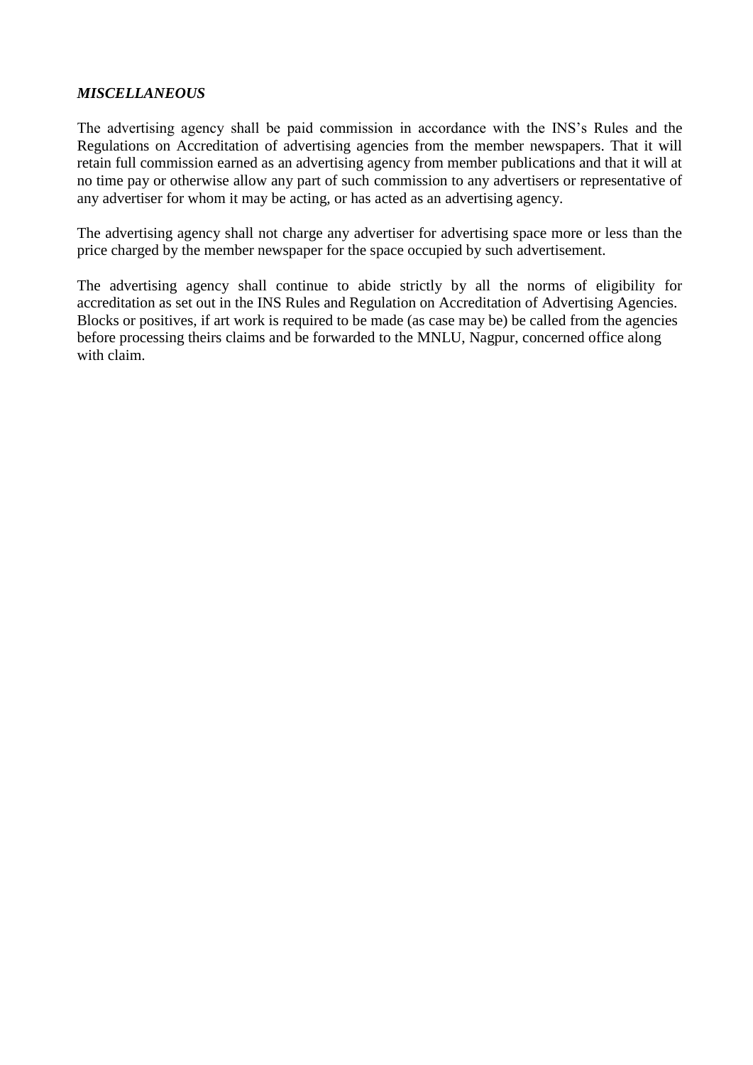***MISCELLANEOUS***

The advertising agency shall be paid commission in accordance with the INS's Rules and the Regulations on Accreditation of advertising agencies from the member newspapers. That it will retain full commission earned as an advertising agency from member publications and that it will at no time pay or otherwise allow any part of such commission to any advertisers or representative of any advertiser for whom it may be acting, or has acted as an advertising agency.

The advertising agency shall not charge any advertiser for advertising space more or less than the price charged by the member newspaper for the space occupied by such advertisement.

The advertising agency shall continue to abide strictly by all the norms of eligibility for accreditation as set out in the INS Rules and Regulation on Accreditation of Advertising Agencies. Blocks or positives, if art work is required to be made (as case may be) be called from the agencies before processing theirs claims and be forwarded to the MNLU, Nagpur, concerned office along with claim.